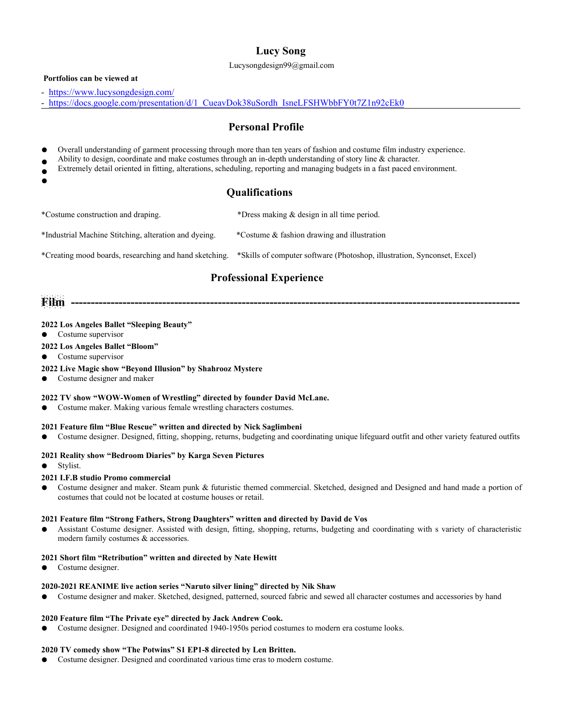# Lucy Song

Lucysongdesign99@gmail.com

**Portfolios can be viewed at**

- https://www.lucysongdesign.com/
- https://docs.google.com/presentation/d/1_CueavDok38uSordh_IsneLFSHWbbFY0t7Z1n92cEk0

---

## Personal Profile

- Overall understanding of garment processing through more than ten years of fashion and costume film industry experience.
- Ability to design, coordinate and make costumes through an in-depth understanding of story line & character.
- Extremely detail oriented in fitting, alterations, scheduling, reporting and managing budgets in a fast paced environment.

## Qualifications

*Costume construction and draping.

*Dress making & design in all time period.

*Industrial Machine Stitching, alteration and dyeing.

*Costume & fashion drawing and illustration

*Creating mood boards, researching and hand sketching.

*Skills of computer software (Photoshop, illustration, Synconset, Excel)

## Professional Experience

### Film ----------------------------------------------------------------------------------------------------------------

**2022 Los Angeles Ballet "Sleeping Beauty"**
- Costume supervisor

**2022 Los Angeles Ballet "Bloom"**
- Costume supervisor

**2022 Live Magic show "Beyond Illusion" by Shahrooz Mystere**
- Costume designer and maker

**2022 TV show "WOW-Women of Wrestling" directed by founder David McLane.**
- Costume maker. Making various female wrestling characters costumes.

**2021 Feature film "Blue Rescue" written and directed by Nick Saglimbeni**
- Costume designer. Designed, fitting, shopping, returns, budgeting and coordinating unique lifeguard outfit and other variety featured outfits

**2021 Reality show "Bedroom Diaries" by Karga Seven Pictures**
- Stylist.

**2021 I.F.B studio Promo commercial**
- Costume designer and maker. Steam punk & futuristic themed commercial. Sketched, designed and Designed and hand made a portion of costumes that could not be located at costume houses or retail.

**2021 Feature film "Strong Fathers, Strong Daughters" written and directed by David de Vos**
- Assistant Costume designer. Assisted with design, fitting, shopping, returns, budgeting and coordinating with s variety of characteristic modern family costumes & accessories.

**2021 Short film "Retribution" written and directed by Nate Hewitt**
- Costume designer.

**2020-2021 REANIME live action series "Naruto silver lining" directed by Nik Shaw**
- Costume designer and maker. Sketched, designed, patterned, sourced fabric and sewed all character costumes and accessories by hand

**2020 Feature film "The Private eye" directed by Jack Andrew Cook.**
- Costume designer. Designed and coordinated 1940-1950s period costumes to modern era costume looks.

**2020 TV comedy show "The Potwins" S1 EP1-8 directed by Len Britten.**
- Costume designer. Designed and coordinated various time eras to modern costume.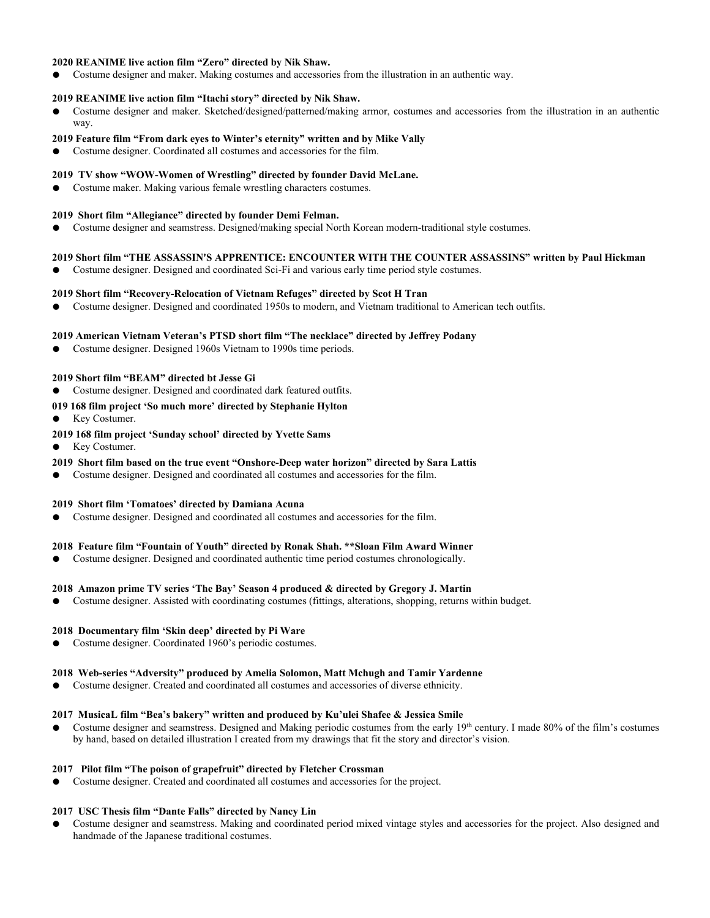**2020 REANIME live action film "Zero" directed by Nik Shaw.**

- Costume designer and maker. Making costumes and accessories from the illustration in an authentic way.

**2019 REANIME live action film "Itachi story" directed by Nik Shaw.**

- Costume designer and maker. Sketched/designed/patterned/making armor, costumes and accessories from the illustration in an authentic way.

**2019 Feature film "From dark eyes to Winter's eternity" written and by Mike Vally**

- Costume designer. Coordinated all costumes and accessories for the film.

**2019 TV show "WOW-Women of Wrestling" directed by founder David McLane.**

- Costume maker. Making various female wrestling characters costumes.

**2019 Short film "Allegiance" directed by founder Demi Felman.**

- Costume designer and seamstress. Designed/making special North Korean modern-traditional style costumes.

**2019 Short film "THE ASSASSIN'S APPRENTICE: ENCOUNTER WITH THE COUNTER ASSASSINS" written by Paul Hickman**

- Costume designer. Designed and coordinated Sci-Fi and various early time period style costumes.

**2019 Short film "Recovery-Relocation of Vietnam Refuges" directed by Scot H Tran**

- Costume designer. Designed and coordinated 1950s to modern, and Vietnam traditional to American tech outfits.

**2019 American Vietnam Veteran's PTSD short film "The necklace" directed by Jeffrey Podany**

- Costume designer. Designed 1960s Vietnam to 1990s time periods.

**2019 Short film "BEAM" directed bt Jesse Gi**

- Costume designer. Designed and coordinated dark featured outfits.

**019 168 film project 'So much more' directed by Stephanie Hylton**

- Key Costumer.

**2019 168 film project 'Sunday school' directed by Yvette Sams**

- Key Costumer.

**2019 Short film based on the true event "Onshore-Deep water horizon" directed by Sara Lattis**

- Costume designer. Designed and coordinated all costumes and accessories for the film.

**2019 Short film 'Tomatoes' directed by Damiana Acuna**

- Costume designer. Designed and coordinated all costumes and accessories for the film.

**2018 Feature film "Fountain of Youth" directed by Ronak Shah. **Sloan Film Award Winner**

- Costume designer. Designed and coordinated authentic time period costumes chronologically.

**2018 Amazon prime TV series 'The Bay' Season 4 produced & directed by Gregory J. Martin**

- Costume designer. Assisted with coordinating costumes (fittings, alterations, shopping, returns within budget.

**2018 Documentary film 'Skin deep' directed by Pi Ware**

- Costume designer. Coordinated 1960's periodic costumes.

**2018 Web-series "Adversity" produced by Amelia Solomon, Matt Mchugh and Tamir Yardenne**

- Costume designer. Created and coordinated all costumes and accessories of diverse ethnicity.

**2017 MusicaL film "Bea's bakery" written and produced by Ku'ulei Shafee & Jessica Smile**

- Costume designer and seamstress. Designed and Making periodic costumes from the early 19th century. I made 80% of the film's costumes by hand, based on detailed illustration I created from my drawings that fit the story and director's vision.

**2017 Pilot film "The poison of grapefruit" directed by Fletcher Crossman**

- Costume designer. Created and coordinated all costumes and accessories for the project.

**2017 USC Thesis film "Dante Falls" directed by Nancy Lin**

- Costume designer and seamstress. Making and coordinated period mixed vintage styles and accessories for the project. Also designed and handmade of the Japanese traditional costumes.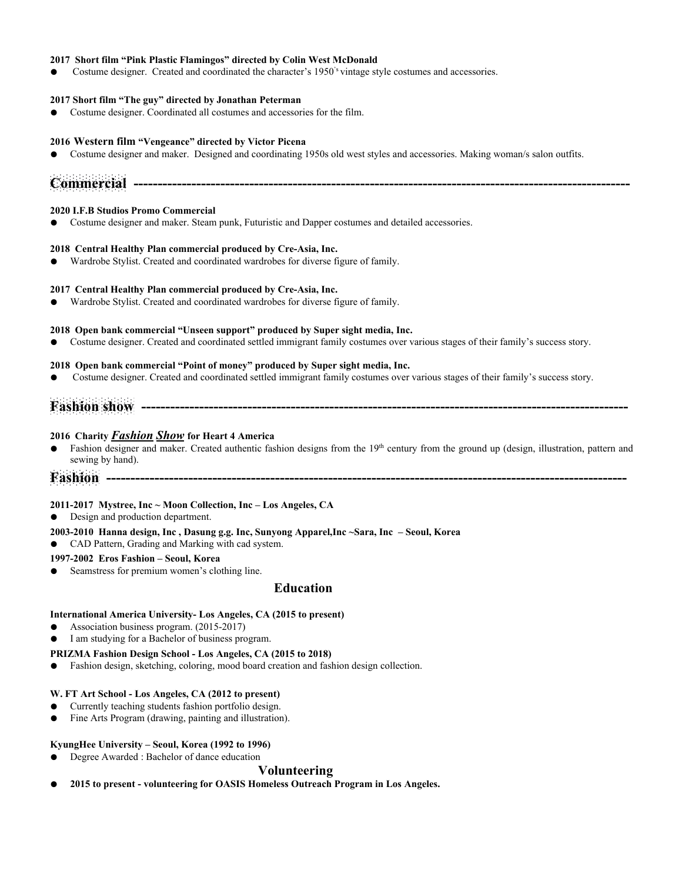**2017 Short film "Pink Plastic Flamingos" directed by Colin West McDonald**

- Costume designer. Created and coordinated the character's 1950's vintage style costumes and accessories.

**2017 Short film "The guy" directed by Jonathan Peterman**

- Costume designer. Coordinated all costumes and accessories for the film.

**2016 Western film "Vengeance" directed by Victor Picena**

- Costume designer and maker. Designed and coordinating 1950s old west styles and accessories. Making woman/s salon outfits.

## Commercial ------------------------------------------------------------------------------------------------------

**2020 I.F.B Studios Promo Commercial**

- Costume designer and maker. Steam punk, Futuristic and Dapper costumes and detailed accessories.

**2018 Central Healthy Plan commercial produced by Cre-Asia, Inc.**

- Wardrobe Stylist. Created and coordinated wardrobes for diverse figure of family.

**2017 Central Healthy Plan commercial produced by Cre-Asia, Inc.**

- Wardrobe Stylist. Created and coordinated wardrobes for diverse figure of family.

**2018 Open bank commercial "Unseen support" produced by Super sight media, Inc.**

- Costume designer. Created and coordinated settled immigrant family costumes over various stages of their family's success story.

**2018 Open bank commercial "Point of money" produced by Super sight media, Inc.**

- Costume designer. Created and coordinated settled immigrant family costumes over various stages of their family's success story.

## Fashion show ----------------------------------------------------------------------------------------------------

**2016 Charity *Fashion Show* for Heart 4 America**

- Fashion designer and maker. Created authentic fashion designs from the 19th century from the ground up (design, illustration, pattern and sewing by hand).

## Fashion ----------------------------------------------------------------------------------------------------------

**2011-2017 Mystree, Inc ~ Moon Collection, Inc – Los Angeles, CA**

- Design and production department.

**2003-2010 Hanna design, Inc , Dasung g.g. Inc, Sunyong Apparel,Inc ~Sara, Inc – Seoul, Korea**

- CAD Pattern, Grading and Marking with cad system.

**1997-2002 Eros Fashion – Seoul, Korea**

- Seamstress for premium women's clothing line.

## Education

**International America University- Los Angeles, CA (2015 to present)**

- Association business program. (2015-2017)
- I am studying for a Bachelor of business program.

**PRIZMA Fashion Design School - Los Angeles, CA (2015 to 2018)**

- Fashion design, sketching, coloring, mood board creation and fashion design collection.

**W. FT Art School - Los Angeles, CA (2012 to present)**

- Currently teaching students fashion portfolio design.
- Fine Arts Program (drawing, painting and illustration).

**KyungHee University – Seoul, Korea (1992 to 1996)**

- Degree Awarded : Bachelor of dance education

## Volunteering

- **2015 to present - volunteering for OASIS Homeless Outreach Program in Los Angeles.**